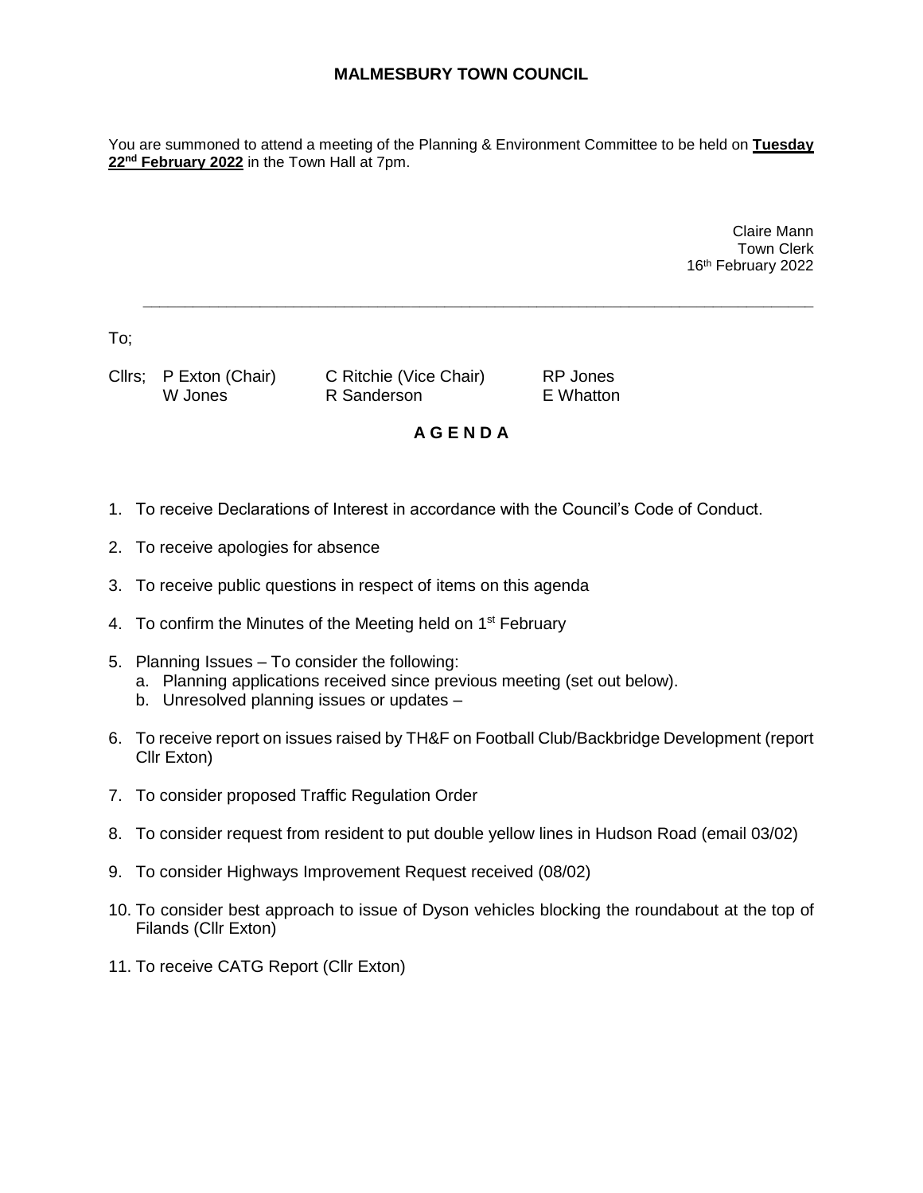# MALMESBURY TOWN COUNCIL

You are summoned to attend a meeting of the Planning & Environment Committee to be held on **Tuesday 22nd February 2022** in the Town Hall at 7pm.

Claire Mann
Town Clerk
16th February 2022

---

To;

Cllrs; P Exton (Chair), C Ritchie (Vice Chair), RP Jones, W Jones, R Sanderson, E Whatton

## A G E N D A

1. To receive Declarations of Interest in accordance with the Council's Code of Conduct.
2. To receive apologies for absence
3. To receive public questions in respect of items on this agenda
4. To confirm the Minutes of the Meeting held on 1st February
5. Planning Issues – To consider the following:
   a. Planning applications received since previous meeting (set out below).
   b. Unresolved planning issues or updates –
6. To receive report on issues raised by TH&F on Football Club/Backbridge Development (report Cllr Exton)
7. To consider proposed Traffic Regulation Order
8. To consider request from resident to put double yellow lines in Hudson Road (email 03/02)
9. To consider Highways Improvement Request received (08/02)
10. To consider best approach to issue of Dyson vehicles blocking the roundabout at the top of Filands (Cllr Exton)
11. To receive CATG Report (Cllr Exton)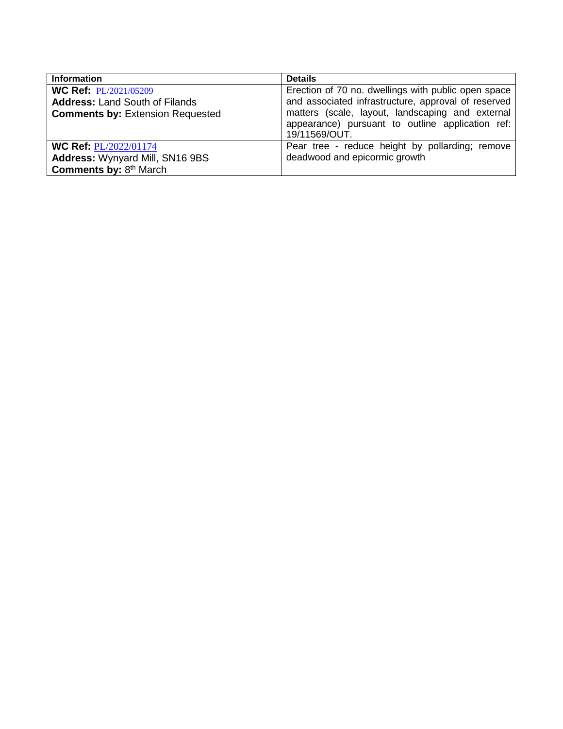| Information | Details |
|---|---|
| **WC Ref:** PL/2021/05209<br>**Address:** Land South of Filands<br>**Comments by:** Extension Requested | Erection of 70 no. dwellings with public open space and associated infrastructure, approval of reserved matters (scale, layout, landscaping and external appearance) pursuant to outline application ref: 19/11569/OUT. |
| **WC Ref:** PL/2022/01174<br>**Address:** Wynyard Mill, SN16 9BS<br>**Comments by:** 8th March | Pear tree - reduce height by pollarding; remove deadwood and epicormic growth |